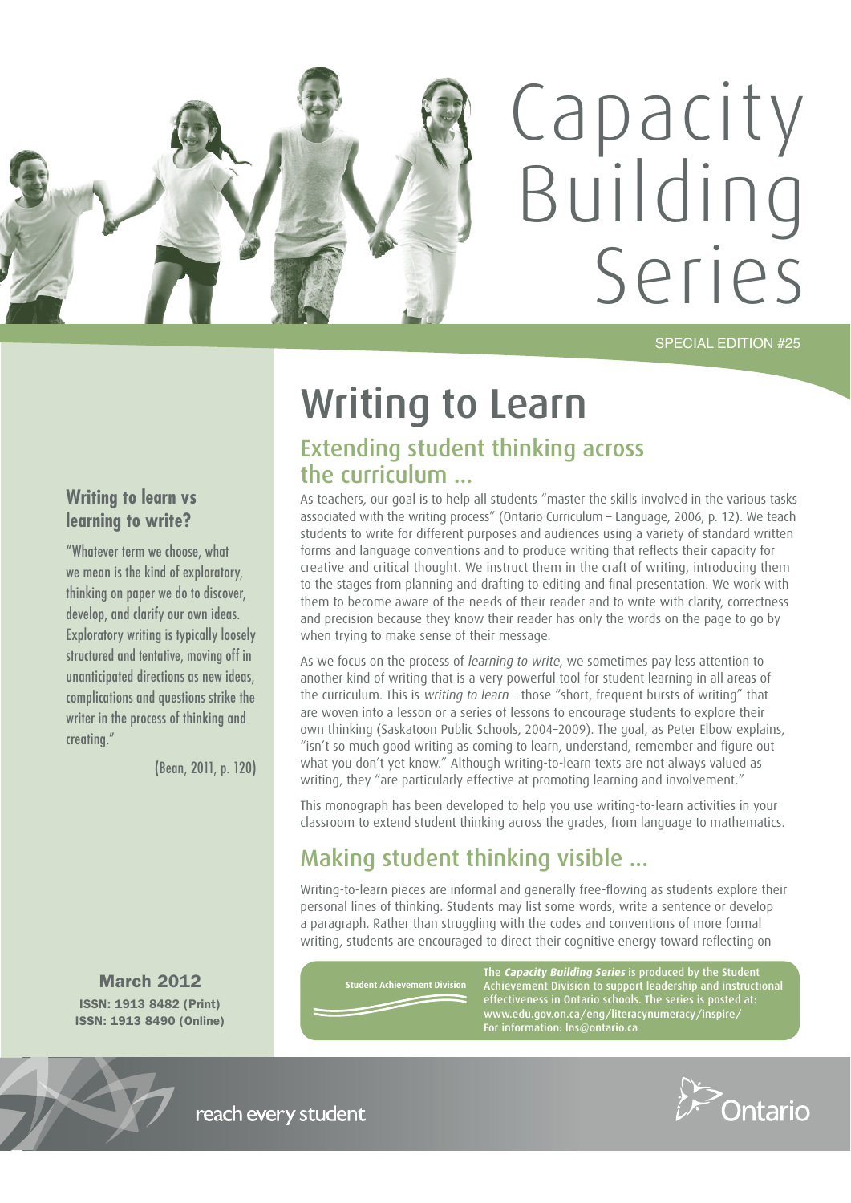# Capacity Building Series

SPECIAL EDITION #25

# Writing to Learn

## Extending student thinking across the curriculum …

As teachers, our goal is to help all students "master the skills involved in the various tasks associated with the writing process" (Ontario Curriculum – Language, 2006, p. 12). We teach students to write for different purposes and audiences using a variety of standard written forms and language conventions and to produce writing that reflects their capacity for creative and critical thought. We instruct them in the craft of writing, introducing them to the stages from planning and drafting to editing and final presentation. We work with them to become aware of the needs of their reader and to write with clarity, correctness and precision because they know their reader has only the words on the page to go by when trying to make sense of their message.

As we focus on the process of *learning to write*, we sometimes pay less attention to another kind of writing that is a very powerful tool for student learning in all areas of the curriculum. This is *writing to learn* – those "short, frequent bursts of writing" that are woven into a lesson or a series of lessons to encourage students to explore their own thinking (Saskatoon Public Schools, 2004–2009). The goal, as Peter Elbow explains, "isn't so much good writing as coming to learn, understand, remember and figure out what you don't yet know." Although writing-to-learn texts are not always valued as writing, they "are particularly effective at promoting learning and involvement."

This monograph has been developed to help you use writing-to-learn activities in your classroom to extend student thinking across the grades, from language to mathematics.

### Writing to learn vs learning to write?

"Whatever term we choose, what we mean is the kind of exploratory, thinking on paper we do to discover, develop, and clarify our own ideas. Exploratory writing is typically loosely structured and tentative, moving off in unanticipated directions as new ideas, complications and questions strike the writer in the process of thinking and creating."

(Bean, 2011, p. 120)

## Making student thinking visible …

Writing-to-learn pieces are informal and generally free-flowing as students explore their personal lines of thinking. Students may list some words, write a sentence or develop a paragraph. Rather than struggling with the codes and conventions of more formal writing, students are encouraged to direct their cognitive energy toward reflecting on

**March 2012**

**ISSN: 1913 8482 (Print)**
**ISSN: 1913 8490 (Online)**

Student Achievement Division

The ***Capacity Building Series*** is produced by the Student Achievement Division to support leadership and instructional effectiveness in Ontario schools. The series is posted at: www.edu.gov.on.ca/eng/literacynumeracy/inspire/
For information: lns@ontario.ca

reach every student

Ontario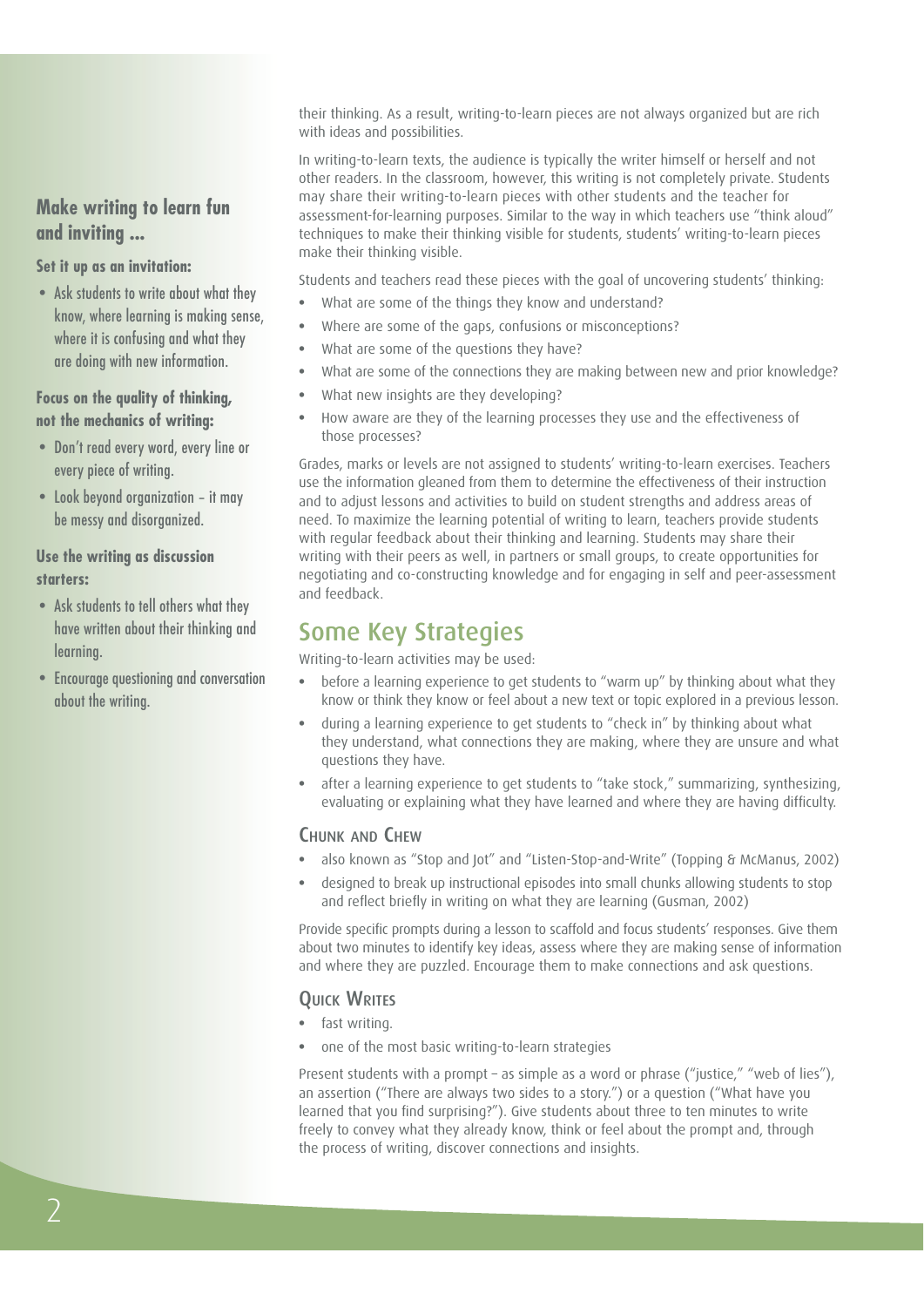### Make writing to learn fun and inviting ...

**Set it up as an invitation:**

- Ask students to write about what they know, where learning is making sense, where it is confusing and what they are doing with new information.

**Focus on the quality of thinking, not the mechanics of writing:**

- Don't read every word, every line or every piece of writing.
- Look beyond organization – it may be messy and disorganized.

**Use the writing as discussion starters:**

- Ask students to tell others what they have written about their thinking and learning.
- Encourage questioning and conversation about the writing.

their thinking. As a result, writing-to-learn pieces are not always organized but are rich with ideas and possibilities.

In writing-to-learn texts, the audience is typically the writer himself or herself and not other readers. In the classroom, however, this writing is not completely private. Students may share their writing-to-learn pieces with other students and the teacher for assessment-for-learning purposes. Similar to the way in which teachers use "think aloud" techniques to make their thinking visible for students, students' writing-to-learn pieces make their thinking visible.

Students and teachers read these pieces with the goal of uncovering students' thinking:

- What are some of the things they know and understand?
- Where are some of the gaps, confusions or misconceptions?
- What are some of the questions they have?
- What are some of the connections they are making between new and prior knowledge?
- What new insights are they developing?
- How aware are they of the learning processes they use and the effectiveness of those processes?

Grades, marks or levels are not assigned to students' writing-to-learn exercises. Teachers use the information gleaned from them to determine the effectiveness of their instruction and to adjust lessons and activities to build on student strengths and address areas of need. To maximize the learning potential of writing to learn, teachers provide students with regular feedback about their thinking and learning. Students may share their writing with their peers as well, in partners or small groups, to create opportunities for negotiating and co-constructing knowledge and for engaging in self and peer-assessment and feedback.

## Some Key Strategies

Writing-to-learn activities may be used:

- before a learning experience to get students to "warm up" by thinking about what they know or think they know or feel about a new text or topic explored in a previous lesson.
- during a learning experience to get students to "check in" by thinking about what they understand, what connections they are making, where they are unsure and what questions they have.
- after a learning experience to get students to "take stock," summarizing, synthesizing, evaluating or explaining what they have learned and where they are having difficulty.

### Chunk and Chew

- also known as "Stop and Jot" and "Listen-Stop-and-Write" (Topping & McManus, 2002)
- designed to break up instructional episodes into small chunks allowing students to stop and reflect briefly in writing on what they are learning (Gusman, 2002)

Provide specific prompts during a lesson to scaffold and focus students' responses. Give them about two minutes to identify key ideas, assess where they are making sense of information and where they are puzzled. Encourage them to make connections and ask questions.

### Quick Writes

- fast writing.
- one of the most basic writing-to-learn strategies

Present students with a prompt – as simple as a word or phrase ("justice," "web of lies"), an assertion ("There are always two sides to a story.") or a question ("What have you learned that you find surprising?"). Give students about three to ten minutes to write freely to convey what they already know, think or feel about the prompt and, through the process of writing, discover connections and insights.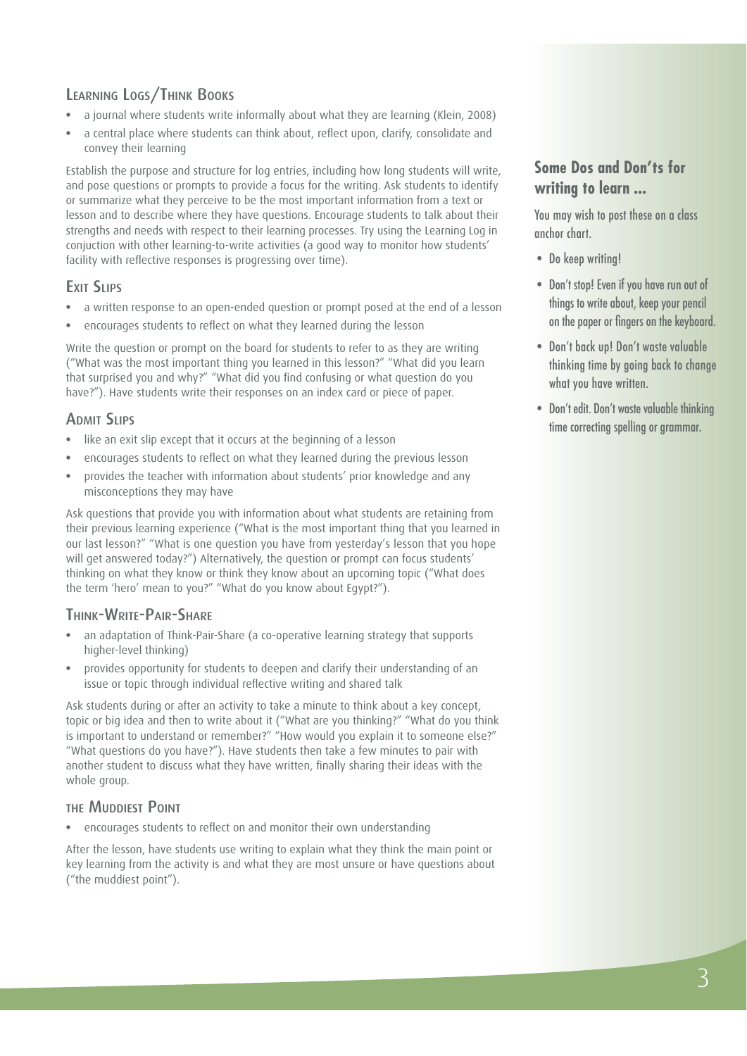## Learning Logs/Think Books

- a journal where students write informally about what they are learning (Klein, 2008)
- a central place where students can think about, reflect upon, clarify, consolidate and convey their learning

Establish the purpose and structure for log entries, including how long students will write, and pose questions or prompts to provide a focus for the writing. Ask students to identify or summarize what they perceive to be the most important information from a text or lesson and to describe where they have questions. Encourage students to talk about their strengths and needs with respect to their learning processes. Try using the Learning Log in conjuction with other learning-to-write activities (a good way to monitor how students' facility with reflective responses is progressing over time).

## Exit Slips

- a written response to an open-ended question or prompt posed at the end of a lesson
- encourages students to reflect on what they learned during the lesson

Write the question or prompt on the board for students to refer to as they are writing ("What was the most important thing you learned in this lesson?" "What did you learn that surprised you and why?" "What did you find confusing or what question do you have?"). Have students write their responses on an index card or piece of paper.

## Admit Slips

- like an exit slip except that it occurs at the beginning of a lesson
- encourages students to reflect on what they learned during the previous lesson
- provides the teacher with information about students' prior knowledge and any misconceptions they may have

Ask questions that provide you with information about what students are retaining from their previous learning experience ("What is the most important thing that you learned in our last lesson?" "What is one question you have from yesterday's lesson that you hope will get answered today?") Alternatively, the question or prompt can focus students' thinking on what they know or think they know about an upcoming topic ("What does the term 'hero' mean to you?" "What do you know about Egypt?").

## Think-Write-Pair-Share

- an adaptation of Think-Pair-Share (a co-operative learning strategy that supports higher-level thinking)
- provides opportunity for students to deepen and clarify their understanding of an issue or topic through individual reflective writing and shared talk

Ask students during or after an activity to take a minute to think about a key concept, topic or big idea and then to write about it ("What are you thinking?" "What do you think is important to understand or remember?" "How would you explain it to someone else?" "What questions do you have?"). Have students then take a few minutes to pair with another student to discuss what they have written, finally sharing their ideas with the whole group.

## the Muddiest Point

- encourages students to reflect on and monitor their own understanding

After the lesson, have students use writing to explain what they think the main point or key learning from the activity is and what they are most unsure or have questions about ("the muddiest point").

### Some Dos and Don'ts for writing to learn ...

You may wish to post these on a class anchor chart.

- Do keep writing!
- Don't stop! Even if you have run out of things to write about, keep your pencil on the paper or fingers on the keyboard.
- Don't back up! Don't waste valuable thinking time by going back to change what you have written.
- Don't edit. Don't waste valuable thinking time correcting spelling or grammar.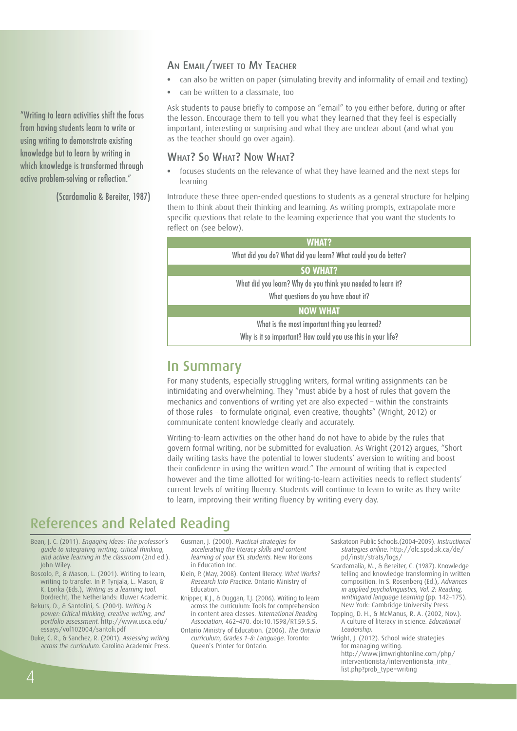> "Writing to learn activities shift the focus from having students learn to write or using writing to demonstrate existing knowledge but to learn by writing in which knowledge is transformed through active problem-solving or reflection."
>
> (Scardamalia & Bereiter, 1987)

### An Email/tweet to My Teacher

- can also be written on paper (simulating brevity and informality of email and texting)
- can be written to a classmate, too

Ask students to pause briefly to compose an "email" to you either before, during or after the lesson. Encourage them to tell you what they learned that they feel is especially important, interesting or surprising and what they are unclear about (and what you as the teacher should go over again).

### What? So What? Now What?

- focuses students on the relevance of what they have learned and the next steps for learning

Introduce these three open-ended questions to students as a general structure for helping them to think about their thinking and learning. As writing prompts, extrapolate more specific questions that relate to the learning experience that you want the students to reflect on (see below).

| WHAT? |
|---|
| What did you do? What did you learn? What could you do better? |
| **SO WHAT?** |
| What did you learn? Why do you think you needed to learn it? What questions do you have about it? |
| **NOW WHAT** |
| What is the most important thing you learned? Why is it so important? How could you use this in your life? |

## In Summary

For many students, especially struggling writers, formal writing assignments can be intimidating and overwhelming. They "must abide by a host of rules that govern the mechanics and conventions of writing yet are also expected – within the constraints of those rules – to formulate original, even creative, thoughts" (Wright, 2012) or communicate content knowledge clearly and accurately.

Writing-to-learn activities on the other hand do not have to abide by the rules that govern formal writing, nor be submitted for evaluation. As Wright (2012) argues, "Short daily writing tasks have the potential to lower students' aversion to writing and boost their confidence in using the written word." The amount of writing that is expected however and the time allotted for writing-to-learn activities needs to reflect students' current levels of writing fluency. Students will continue to learn to write as they write to learn, improving their writing fluency by writing every day.

## References and Related Reading

Bean, J. C. (2011). *Engaging ideas: The professor's guide to integrating writing, critical thinking, and active learning in the classroom* (2nd ed.). John Wiley.

Boscolo, P., & Mason, L. (2001). Writing to learn, writing to transfer. In P. Tynjala, L. Mason, & K. Lonka (Eds.), *Writing as a learning tool.* Dordrecht, The Netherlands: Kluwer Academic.

Bekurs, D., & Santolini, S. (2004). *Writing is power: Critical thinking, creative writing, and portfolio assessment.* http://www.usca.edu/essays/vol102004/santoli.pdf

Duke, C. R., & Sanchez, R. (2001). *Assessing writing across the curriculum.* Carolina Academic Press.

Gusman, J. (2000). *Practical strategies for accelerating the literacy skills and content learning of your ESL students.* New Horizons in Education Inc.

Klein, P. (May, 2008). Content literacy. *What Works? Research Into Practice.* Ontario Ministry of Education.

Knipper, K.J., & Duggan, T.J. (2006). Writing to learn across the curriculum: Tools for comprehension in content area classes. *International Reading Association,* 462–470. doi:10.1598/RT.59.5.5.

Ontario Ministry of Education. (2006). *The Ontario curriculum, Grades 1–8: Language.* Toronto: Queen's Printer for Ontario.

Saskatoon Public Schools.(2004–2009). *Instructional strategies online.* http://olc.spsd.sk.ca/de/pd/instr/strats/logs/

Scardamalia, M., & Bereiter, C. (1987). Knowledge telling and knowledge transforming in written composition. In S. Rosenberg (Ed.), *Advances in applied psycholinguistics, Vol. 2: Reading, writingand language Learning* (pp. 142–175). New York: Cambridge University Press.

Topping, D. H., & McManus, R. A. (2002, Nov.). A culture of literacy in science. *Educational Leadership.*

Wright, J. (2012). School wide strategies for managing writing. http://www.jimwrightonline.com/php/interventionista/interventionista_intv_list.php?prob_type=writing